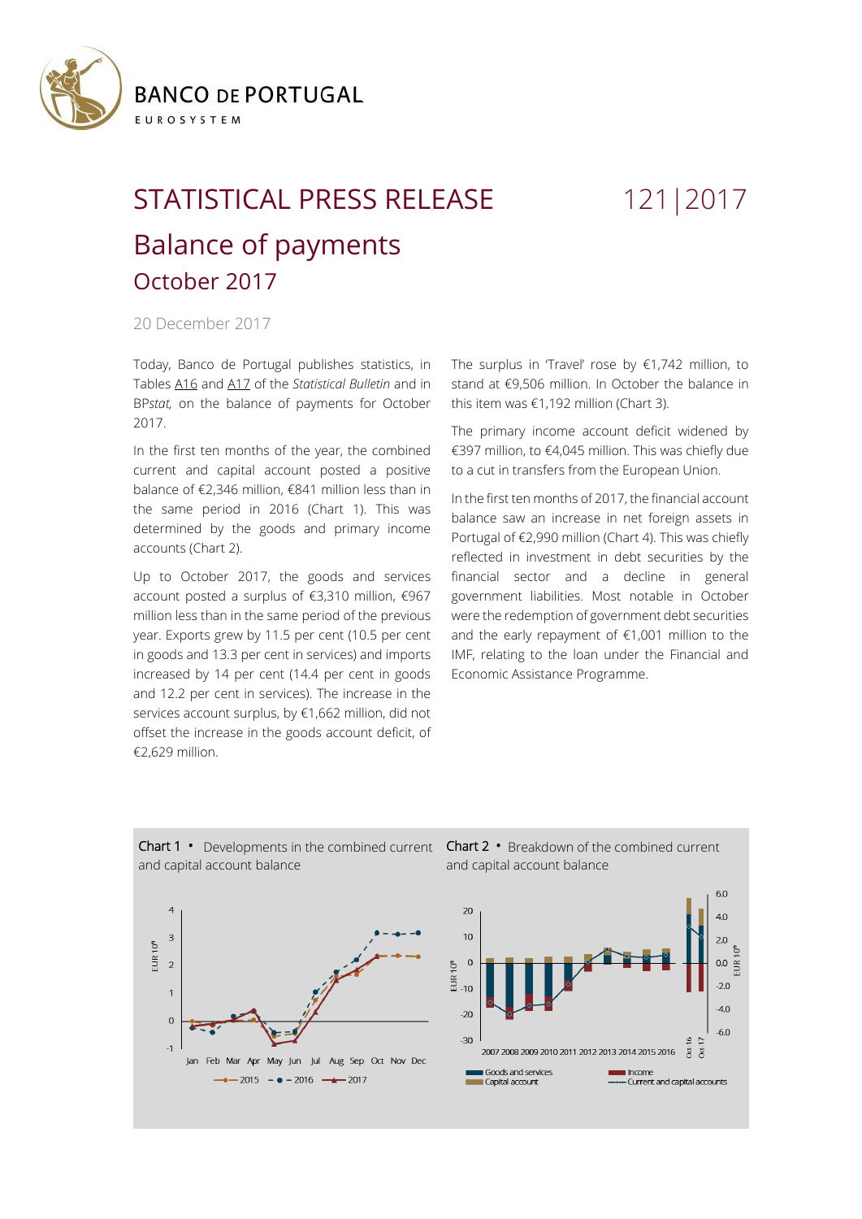# STATISTICAL PRESS RELEASE

121|2017

## Balance of payments

### October 2017

20 December 2017

Today, Banco de Portugal publishes statistics, in Tables A16 and A17 of the *Statistical Bulletin* and in BP*stat,* on the balance of payments for October 2017.

In the first ten months of the year, the combined current and capital account posted a positive balance of €2,346 million, €841 million less than in the same period in 2016 (Chart 1). This was determined by the goods and primary income accounts (Chart 2).

Up to October 2017, the goods and services account posted a surplus of €3,310 million, €967 million less than in the same period of the previous year. Exports grew by 11.5 per cent (10.5 per cent in goods and 13.3 per cent in services) and imports increased by 14 per cent (14.4 per cent in goods and 12.2 per cent in services). The increase in the services account surplus, by €1,662 million, did not offset the increase in the goods account deficit, of €2,629 million.

The surplus in 'Travel' rose by €1,742 million, to stand at €9,506 million. In October the balance in this item was €1,192 million (Chart 3).

The primary income account deficit widened by €397 million, to €4,045 million. This was chiefly due to a cut in transfers from the European Union.

In the first ten months of 2017, the financial account balance saw an increase in net foreign assets in Portugal of €2,990 million (Chart 4). This was chiefly reflected in investment in debt securities by the financial sector and a decline in general government liabilities. Most notable in October were the redemption of government debt securities and the early repayment of €1,001 million to the IMF, relating to the loan under the Financial and Economic Assistance Programme.

**Chart 1** • Developments in the combined current and capital account balance

**Chart 2** • Breakdown of the combined current and capital account balance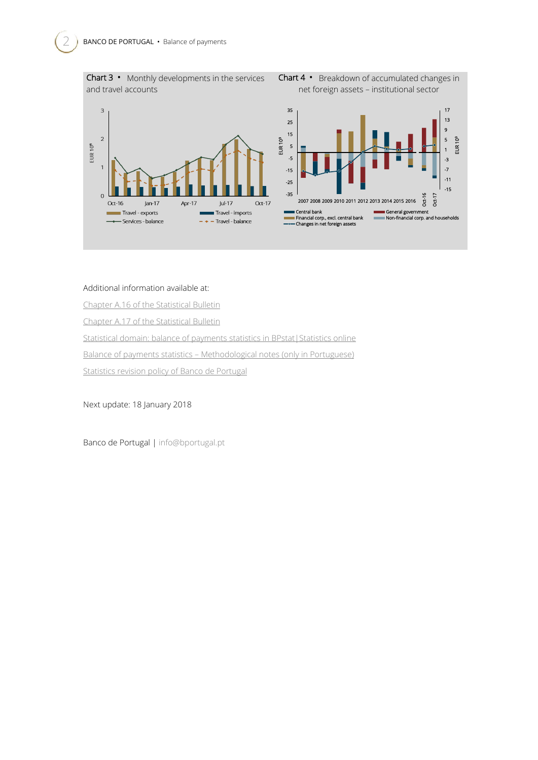Chart 3 • Monthly developments in the services and travel accounts

EUR $10^9$

3
2
1
0

Oct-16
Jan-17
Apr-17
Jul-17
Oct-17

Travel - exports
Travel - imports
Services - balance
Travel - balance

Chart 4 • Breakdown of accumulated changes in net foreign assets – institutional sector

EUR $10^9$

35
25
15
5
-5
-15
-25
-35

17
13
9
5
1
-3
-7
-11
-15

2007 2008 2009 2010 2011 2012 2013 2014 2015 2016 Oct-16 Oct-17

Central bank
General government
Financial corp., excl. central bank
Non-financial corp. and households
Changes in net foreign assets

Additional information available at:

Chapter A.16 of the Statistical Bulletin

Chapter A.17 of the Statistical Bulletin

Statistical domain: balance of payments statistics in BPstat | Statistics online

Balance of payments statistics – Methodological notes (only in Portuguese)

Statistics revision policy of Banco de Portugal

Next update: 18 January 2018

Banco de Portugal | info@bportugal.pt